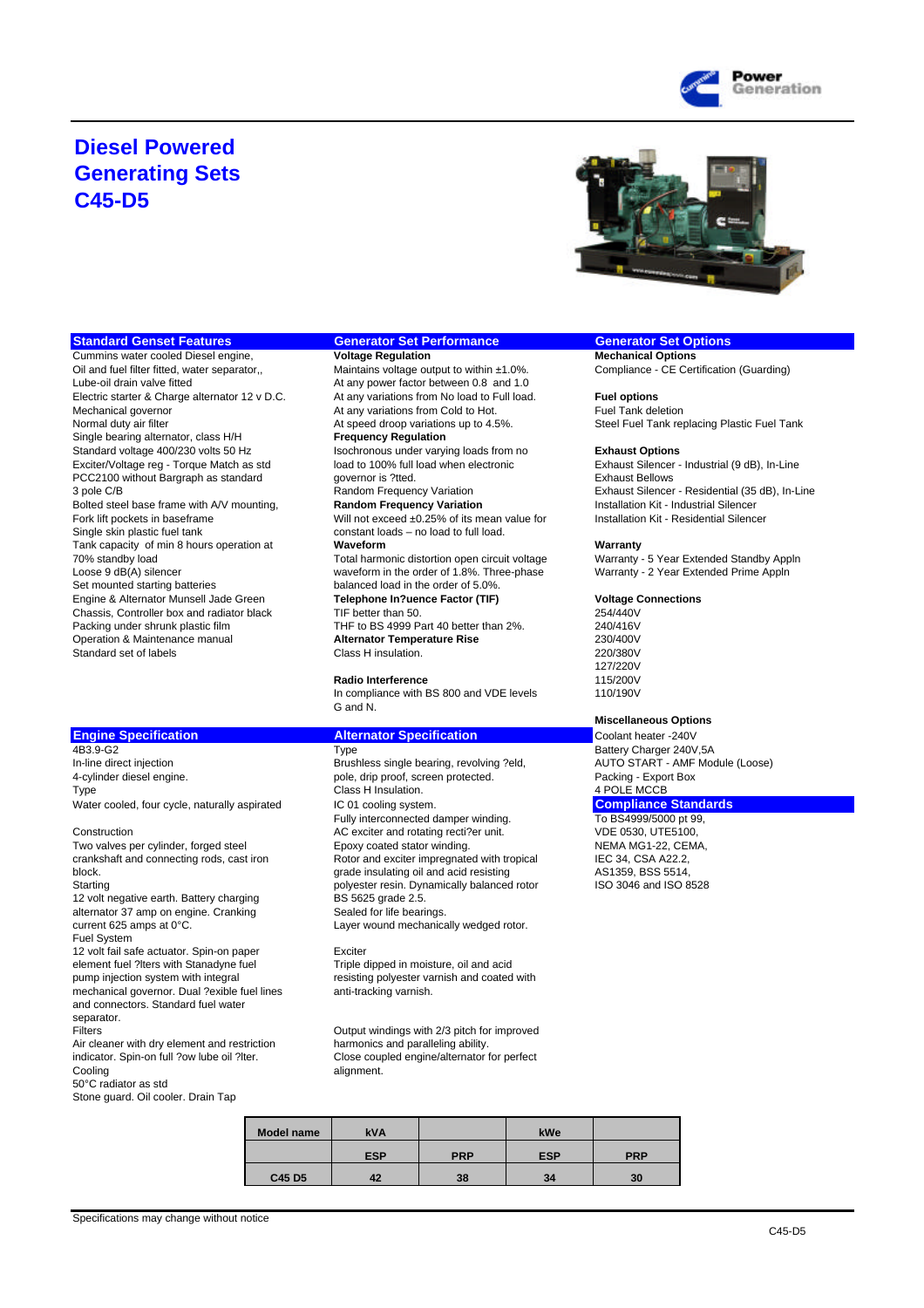# Diesel Powered Generating Sets C45-D5

## Standard Genset Features

Cummins water cooled Diesel engine,
Oil and fuel filter fitted, water separator,,
Lube-oil drain valve fitted
Electric starter & Charge alternator 12 v D.C.
Mechanical governor
Normal duty air filter
Single bearing alternator, class H/H
Standard voltage 400/230 volts 50 Hz
Exciter/Voltage reg - Torque Match as std
PCC2100 without Bargraph as standard
3 pole C/B
Bolted steel base frame with A/V mounting,
Fork lift pockets in baseframe
Single skin plastic fuel tank
Tank capacity of min 8 hours operation at 70% standby load
Loose 9 dB(A) silencer
Set mounted starting batteries
Engine & Alternator Munsell Jade Green
Chassis, Controller box and radiator black
Packing under shrunk plastic film
Operation & Maintenance manual
Standard set of labels

## Generator Set Performance

**Voltage Regulation**
Maintains voltage output to within ±1.0%.
At any power factor between 0.8 and 1.0
At any variations from No load to Full load.
At any variations from Cold to Hot.
At speed droop variations up to 4.5%.

**Frequency Regulation**
Isochronous under varying loads from no load to 100% full load when electronic governor is ?tted.
Random Frequency Variation

**Random Frequency Variation**
Will not exceed ±0.25% of its mean value for constant loads – no load to full load.

**Waveform**
Total harmonic distortion open circuit voltage waveform in the order of 1.8%. Three-phase balanced load in the order of 5.0%.

**Telephone In?uence Factor (TIF)**
TIF better than 50.
THF to BS 4999 Part 40 better than 2%.

**Alternator Temperature Rise**
Class H insulation.

**Radio Interference**
In compliance with BS 800 and VDE levels G and N.

## Generator Set Options

**Mechanical Options**
Compliance - CE Certification (Guarding)

**Fuel options**
Fuel Tank deletion
Steel Fuel Tank replacing Plastic Fuel Tank

**Exhaust Options**
Exhaust Silencer - Industrial (9 dB), In-Line
Exhaust Bellows
Exhaust Silencer - Residential (35 dB), In-Line
Installation Kit - Industrial Silencer
Installation Kit - Residential Silencer

**Warranty**
Warranty - 5 Year Extended Standby Appln
Warranty - 2 Year Extended Prime Appln

**Voltage Connections**
254/440V
240/416V
230/400V
220/380V
127/220V
115/200V
110/190V

**Miscellaneous Options**
Coolant heater -240V
Battery Charger 240V,5A
AUTO START - AMF Module (Loose)
Packing - Export Box
4 POLE MCCB

## Compliance Standards

To BS4999/5000 pt 99,
VDE 0530, UTE5100,
NEMA MG1-22, CEMA,
IEC 34, CSA A22.2,
AS1359, BSS 5514,
ISO 3046 and ISO 8528

## Engine Specification

4B3.9-G2
In-line direct injection
4-cylinder diesel engine.

Type
Water cooled, four cycle, naturally aspirated

Construction
Two valves per cylinder, forged steel crankshaft and connecting rods, cast iron block.

Starting
12 volt negative earth. Battery charging alternator 37 amp on engine. Cranking current 625 amps at 0°C.

Fuel System
12 volt fail safe actuator. Spin-on paper element fuel ?lters with Stanadyne fuel pump injection system with integral mechanical governor. Dual ?exible fuel lines and connectors. Standard fuel water separator.

Filters
Air cleaner with dry element and restriction indicator. Spin-on full ?ow lube oil ?lter.

Cooling
50°C radiator as std
Stone guard. Oil cooler. Drain Tap

## Alternator Specification

Type
Brushless single bearing, revolving ?eld, pole, drip proof, screen protected.
Class H Insulation.
IC 01 cooling system.
Fully interconnected damper winding.
AC exciter and rotating recti?er unit.
Epoxy coated stator winding.
Rotor and exciter impregnated with tropical grade insulating oil and acid resisting polyester resin. Dynamically balanced rotor BS 5625 grade 2.5.
Sealed for life bearings.
Layer wound mechanically wedged rotor.

Exciter
Triple dipped in moisture, oil and acid resisting polyester varnish and coated with anti-tracking varnish.

Output windings with 2/3 pitch for improved harmonics and paralleling ability.
Close coupled engine/alternator for perfect alignment.

| Model name | kVA | | kWe | |
|---|---|---|---|---|
| | ESP | PRP | ESP | PRP |
| C45 D5 | 42 | 38 | 34 | 30 |

Specifications may change without notice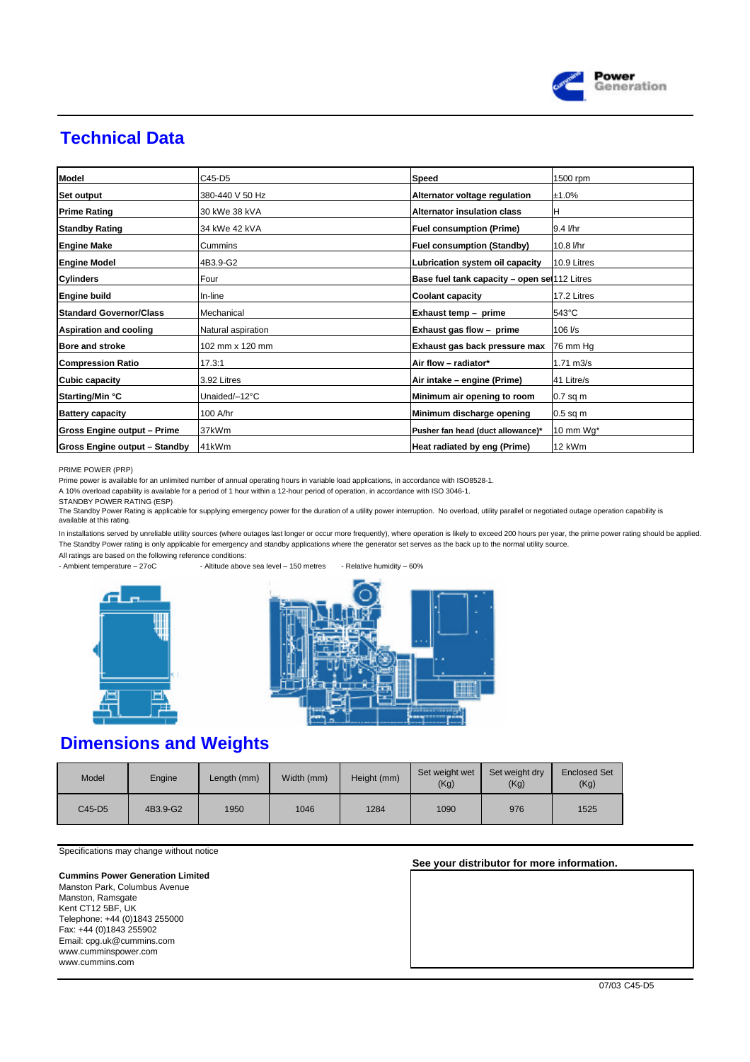# Technical Data

| | | | |
|---|---|---|---|
| **Model** | C45-D5 | **Speed** | 1500 rpm |
| **Set output** | 380-440 V 50 Hz | **Alternator voltage regulation** | ±1.0% |
| **Prime Rating** | 30 kWe 38 kVA | **Alternator insulation class** | H |
| **Standby Rating** | 34 kWe 42 kVA | **Fuel consumption (Prime)** | 9.4 l/hr |
| **Engine Make** | Cummins | **Fuel consumption (Standby)** | 10.8 l/hr |
| **Engine Model** | 4B3.9-G2 | **Lubrication system oil capacity** | 10.9 Litres |
| **Cylinders** | Four | **Base fuel tank capacity – open set** | 112 Litres |
| **Engine build** | In-line | **Coolant capacity** | 17.2 Litres |
| **Standard Governor/Class** | Mechanical | **Exhaust temp – prime** | 543°C |
| **Aspiration and cooling** | Natural aspiration | **Exhaust gas flow – prime** | 106 l/s |
| **Bore and stroke** | 102 mm x 120 mm | **Exhaust gas back pressure max** | 76 mm Hg |
| **Compression Ratio** | 17.3:1 | **Air flow – radiator*** | 1.71 m3/s |
| **Cubic capacity** | 3.92 Litres | **Air intake – engine (Prime)** | 41 Litre/s |
| **Starting/Min °C** | Unaided/–12°C | **Minimum air opening to room** | 0.7 sq m |
| **Battery capacity** | 100 A/hr | **Minimum discharge opening** | 0.5 sq m |
| **Gross Engine output – Prime** | 37kWm | **Pusher fan head (duct allowance)*** | 10 mm Wg* |
| **Gross Engine output – Standby** | 41kWm | **Heat radiated by eng (Prime)** | 12 kWm |

PRIME POWER (PRP)

Prime power is available for an unlimited number of annual operating hours in variable load applications, in accordance with ISO8528-1.

A 10% overload capability is available for a period of 1 hour within a 12-hour period of operation, in accordance with ISO 3046-1.

STANDBY POWER RATING (ESP)

The Standby Power Rating is applicable for supplying emergency power for the duration of a utility power interruption. No overload, utility parallel or negotiated outage operation capability is available at this rating.

In installations served by unreliable utility sources (where outages last longer or occur more frequently), where operation is likely to exceed 200 hours per year, the prime power rating should be applied. The Standby Power rating is only applicable for emergency and standby applications where the generator set serves as the back up to the normal utility source.

All ratings are based on the following reference conditions:

- Ambient temperature – 27oC - Altitude above sea level – 150 metres - Relative humidity – 60%

# Dimensions and Weights

| Model | Engine | Length (mm) | Width (mm) | Height (mm) | Set weight wet (Kg) | Set weight dry (Kg) | Enclosed Set (Kg) |
|---|---|---|---|---|---|---|---|
| C45-D5 | 4B3.9-G2 | 1950 | 1046 | 1284 | 1090 | 976 | 1525 |

Specifications may change without notice

**Cummins Power Generation Limited**
Manston Park, Columbus Avenue
Manston, Ramsgate
Kent CT12 5BF, UK
Telephone: +44 (0)1843 255000
Fax: +44 (0)1843 255902
Email: cpg.uk@cummins.com
www.cumminspower.com
www.cummins.com

**See your distributor for more information.**

07/03 C45-D5